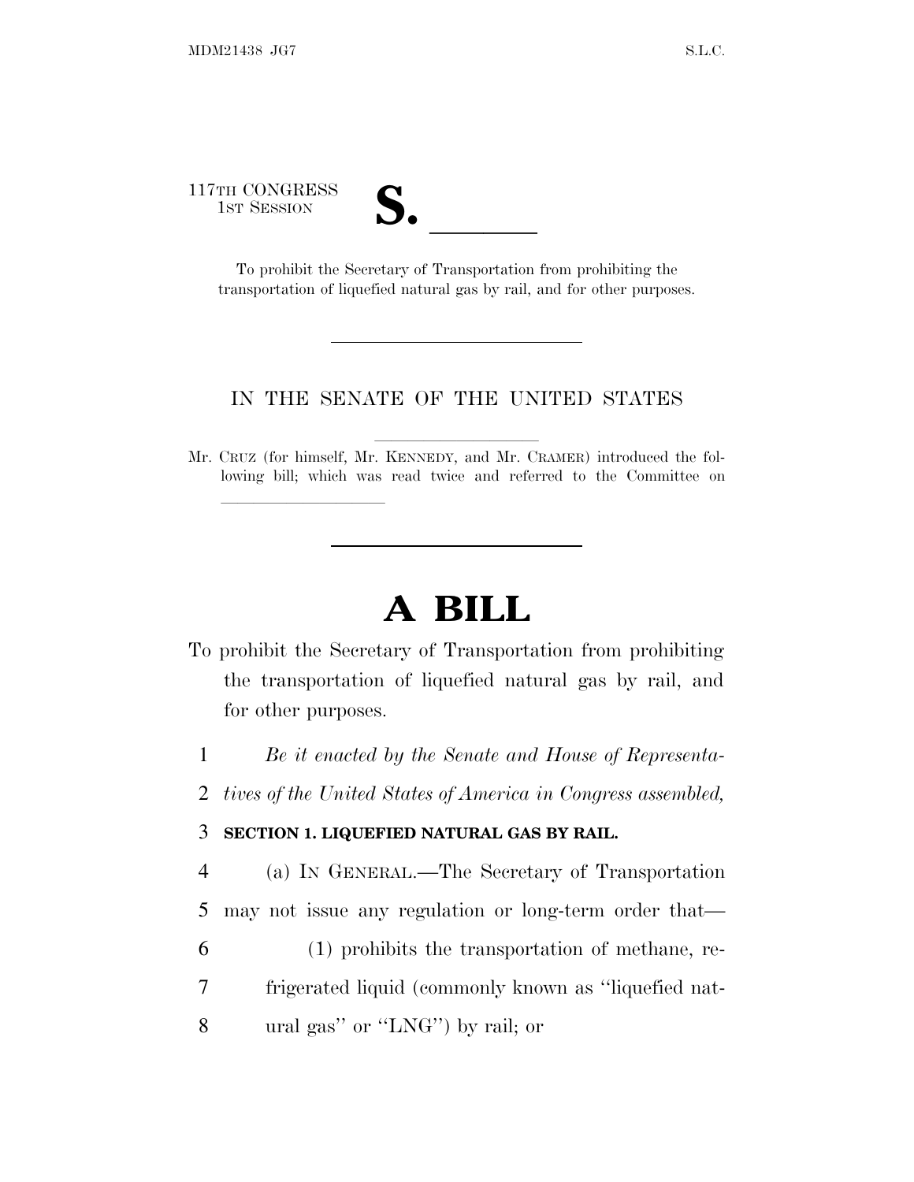117TH CONGRESS
1ST SESSION

# S. \_\_\_\_\_\_

To prohibit the Secretary of Transportation from prohibiting the transportation of liquefied natural gas by rail, and for other purposes.

---

IN THE SENATE OF THE UNITED STATES

Mr. CRUZ (for himself, Mr. KENNEDY, and Mr. CRAMER) introduced the following bill; which was read twice and referred to the Committee on \_\_\_\_\_\_\_\_\_\_\_\_\_\_\_\_

---

# A BILL

To prohibit the Secretary of Transportation from prohibiting the transportation of liquefied natural gas by rail, and for other purposes.

1 *Be it enacted by the Senate and House of Representa-*
2 *tives of the United States of America in Congress assembled,*

3 **SECTION 1. LIQUEFIED NATURAL GAS BY RAIL.**

4 (a) IN GENERAL.—The Secretary of Transportation
5 may not issue any regulation or long-term order that—
6 (1) prohibits the transportation of methane, re-
7 frigerated liquid (commonly known as ''liquefied nat-
8 ural gas'' or ''LNG'') by rail; or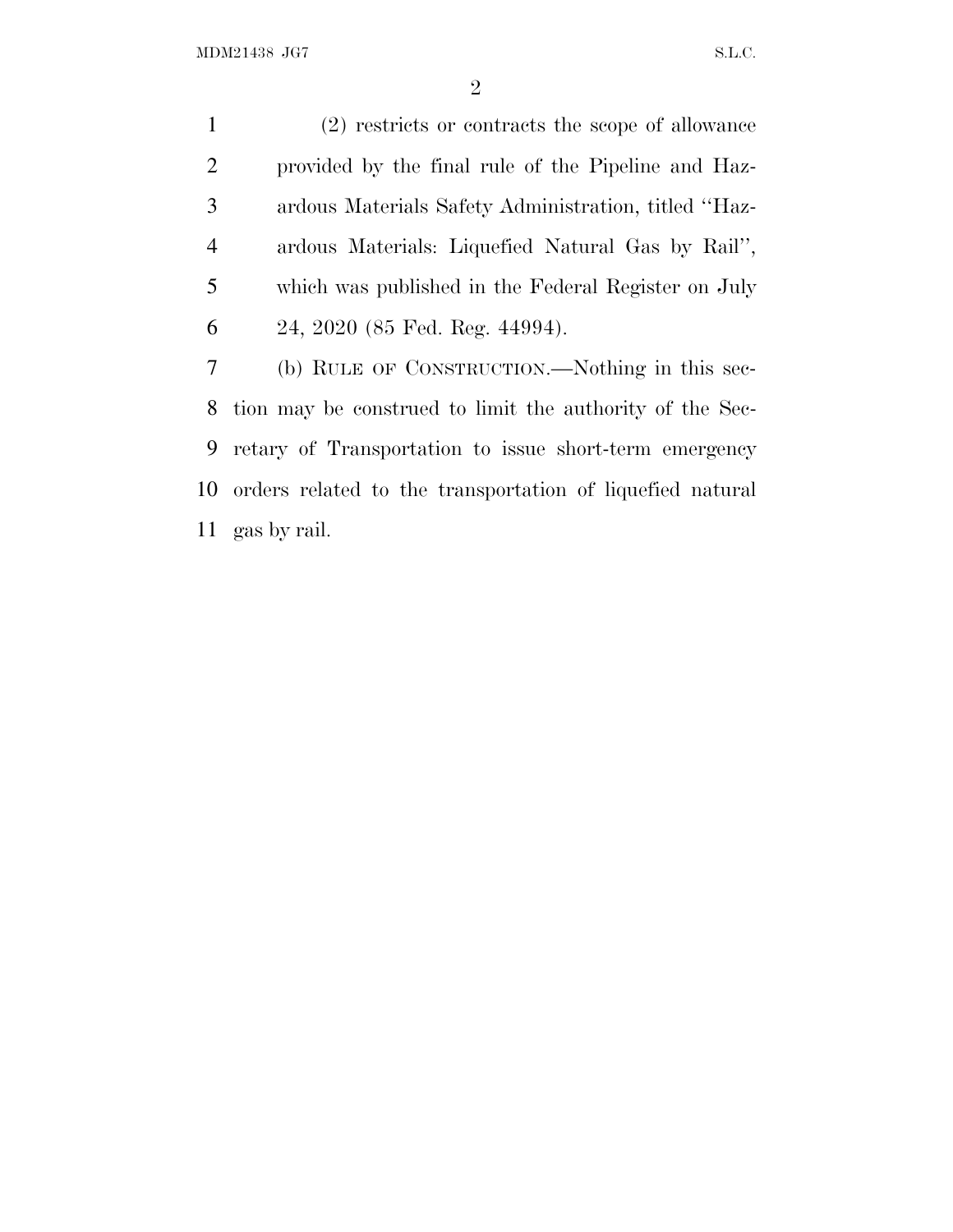(2) restricts or contracts the scope of allowance provided by the final rule of the Pipeline and Hazardous Materials Safety Administration, titled ''Hazardous Materials: Liquefied Natural Gas by Rail'', which was published in the Federal Register on July 24, 2020 (85 Fed. Reg. 44994).

(b) RULE OF CONSTRUCTION.—Nothing in this section may be construed to limit the authority of the Secretary of Transportation to issue short-term emergency orders related to the transportation of liquefied natural gas by rail.